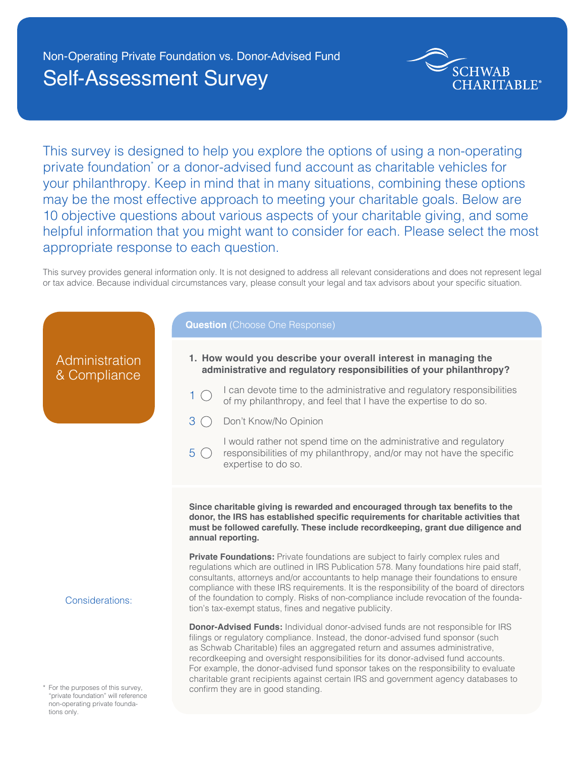Non-Operating Private Foundation vs. Donor-Advised Fund

# Self-Assessment Survey

SCHWAB CHARITABLE®

This survey is designed to help you explore the options of using a non-operating private foundation* or a donor-advised fund account as charitable vehicles for your philanthropy. Keep in mind that in many situations, combining these options may be the most effective approach to meeting your charitable goals. Below are 10 objective questions about various aspects of your charitable giving, and some helpful information that you might want to consider for each. Please select the most appropriate response to each question.

This survey provides general information only. It is not designed to address all relevant considerations and does not represent legal or tax advice. Because individual circumstances vary, please consult your legal and tax advisors about your specific situation.

## Administration & Compliance

**Question** (Choose One Response)

**1. How would you describe your overall interest in managing the administrative and regulatory responsibilities of your philanthropy?**

1 ◯ I can devote time to the administrative and regulatory responsibilities of my philanthropy, and feel that I have the expertise to do so.

3 ◯ Don't Know/No Opinion

5 ◯ I would rather not spend time on the administrative and regulatory responsibilities of my philanthropy, and/or may not have the specific expertise to do so.

Considerations:

**Since charitable giving is rewarded and encouraged through tax benefits to the donor, the IRS has established specific requirements for charitable activities that must be followed carefully. These include recordkeeping, grant due diligence and annual reporting.**

**Private Foundations:** Private foundations are subject to fairly complex rules and regulations which are outlined in IRS Publication 578. Many foundations hire paid staff, consultants, attorneys and/or accountants to help manage their foundations to ensure compliance with these IRS requirements. It is the responsibility of the board of directors of the foundation to comply. Risks of non-compliance include revocation of the foundation's tax-exempt status, fines and negative publicity.

**Donor-Advised Funds:** Individual donor-advised funds are not responsible for IRS filings or regulatory compliance. Instead, the donor-advised fund sponsor (such as Schwab Charitable) files an aggregated return and assumes administrative, recordkeeping and oversight responsibilities for its donor-advised fund accounts. For example, the donor-advised fund sponsor takes on the responsibility to evaluate charitable grant recipients against certain IRS and government agency databases to confirm they are in good standing.

\* For the purposes of this survey, "private foundation" will reference non-operating private foundations only.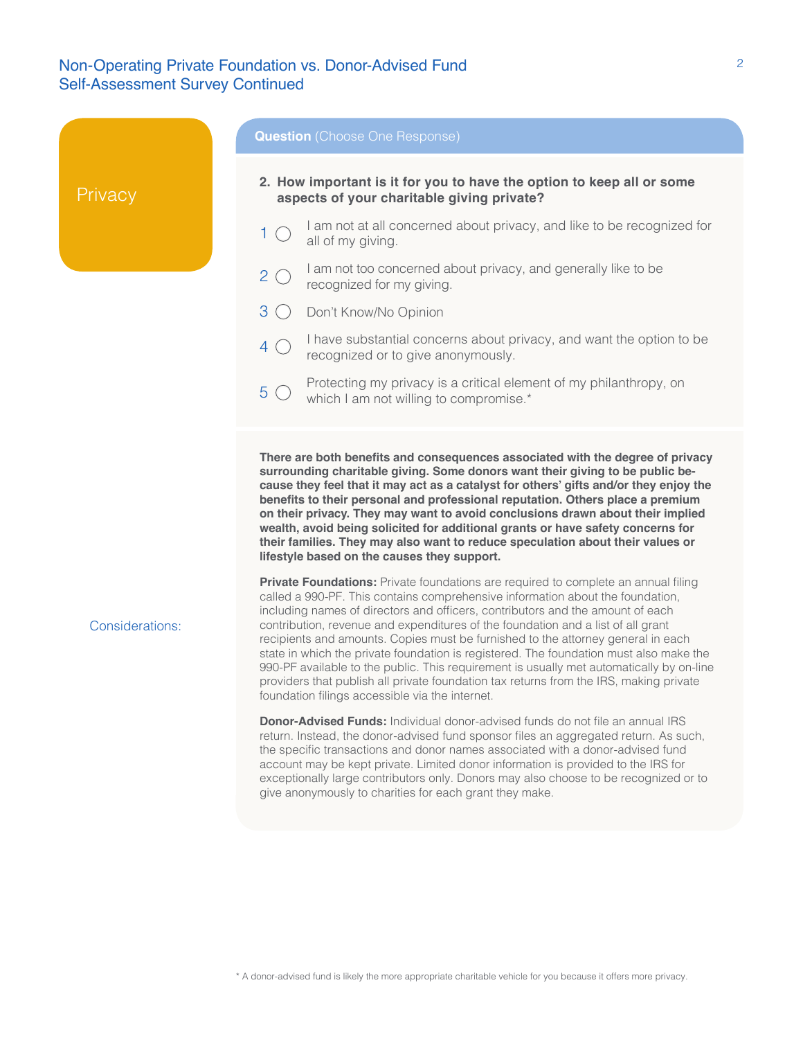## Privacy

**Question** (Choose One Response)

**2. How important is it for you to have the option to keep all or some aspects of your charitable giving private?**

1 ◯ I am not at all concerned about privacy, and like to be recognized for all of my giving.

2 ◯ I am not too concerned about privacy, and generally like to be recognized for my giving.

3 ◯ Don't Know/No Opinion

4 ◯ I have substantial concerns about privacy, and want the option to be recognized or to give anonymously.

5 ◯ Protecting my privacy is a critical element of my philanthropy, on which I am not willing to compromise.*

### Considerations:

**There are both benefits and consequences associated with the degree of privacy surrounding charitable giving. Some donors want their giving to be public because they feel that it may act as a catalyst for others' gifts and/or they enjoy the benefits to their personal and professional reputation. Others place a premium on their privacy. They may want to avoid conclusions drawn about their implied wealth, avoid being solicited for additional grants or have safety concerns for their families. They may also want to reduce speculation about their values or lifestyle based on the causes they support.**

**Private Foundations:** Private foundations are required to complete an annual filing called a 990-PF. This contains comprehensive information about the foundation, including names of directors and officers, contributors and the amount of each contribution, revenue and expenditures of the foundation and a list of all grant recipients and amounts. Copies must be furnished to the attorney general in each state in which the private foundation is registered. The foundation must also make the 990-PF available to the public. This requirement is usually met automatically by on-line providers that publish all private foundation tax returns from the IRS, making private foundation filings accessible via the internet.

**Donor-Advised Funds:** Individual donor-advised funds do not file an annual IRS return. Instead, the donor-advised fund sponsor files an aggregated return. As such, the specific transactions and donor names associated with a donor-advised fund account may be kept private. Limited donor information is provided to the IRS for exceptionally large contributors only. Donors may also choose to be recognized or to give anonymously to charities for each grant they make.

* A donor-advised fund is likely the more appropriate charitable vehicle for you because it offers more privacy.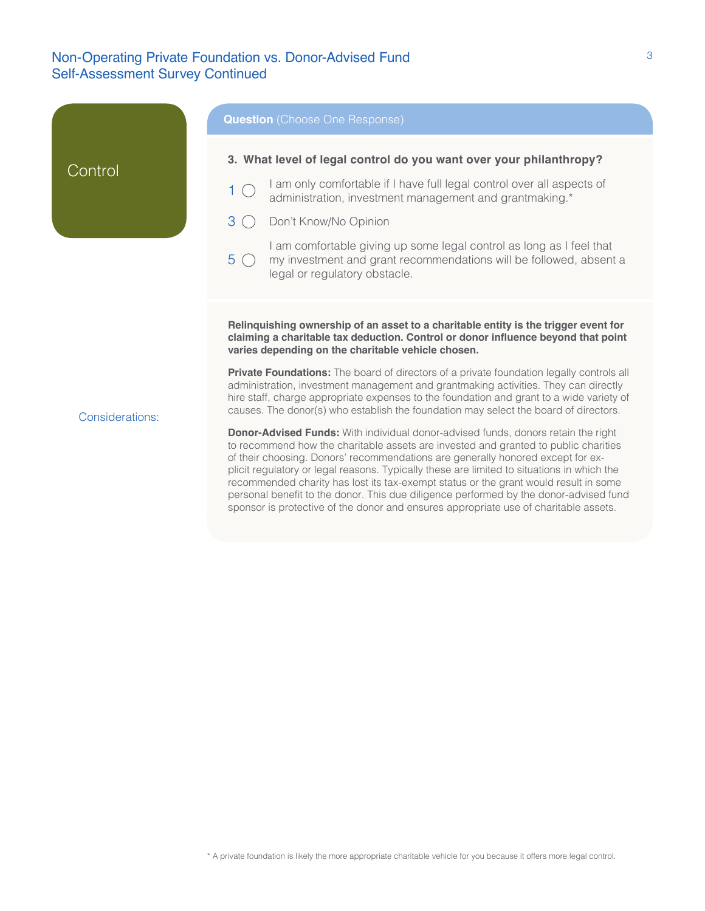## Control

**Question** (Choose One Response)

**3. What level of legal control do you want over your philanthropy?**

1 ◯ I am only comfortable if I have full legal control over all aspects of administration, investment management and grantmaking.*

3 ◯ Don't Know/No Opinion

5 ◯ I am comfortable giving up some legal control as long as I feel that my investment and grant recommendations will be followed, absent a legal or regulatory obstacle.

Considerations:

**Relinquishing ownership of an asset to a charitable entity is the trigger event for claiming a charitable tax deduction. Control or donor influence beyond that point varies depending on the charitable vehicle chosen.**

**Private Foundations:** The board of directors of a private foundation legally controls all administration, investment management and grantmaking activities. They can directly hire staff, charge appropriate expenses to the foundation and grant to a wide variety of causes. The donor(s) who establish the foundation may select the board of directors.

**Donor-Advised Funds:** With individual donor-advised funds, donors retain the right to recommend how the charitable assets are invested and granted to public charities of their choosing. Donors' recommendations are generally honored except for explicit regulatory or legal reasons. Typically these are limited to situations in which the recommended charity has lost its tax-exempt status or the grant would result in some personal benefit to the donor. This due diligence performed by the donor-advised fund sponsor is protective of the donor and ensures appropriate use of charitable assets.

\* A private foundation is likely the more appropriate charitable vehicle for you because it offers more legal control.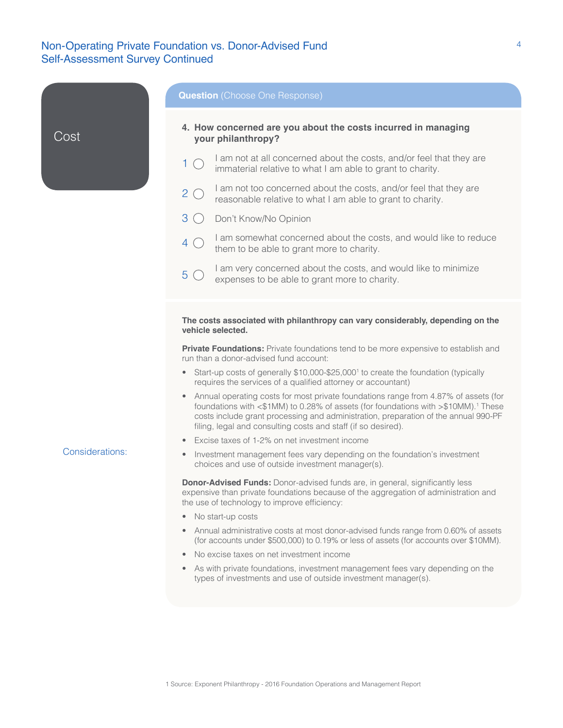# Non-Operating Private Foundation vs. Donor-Advised Fund Self-Assessment Survey Continued

## Cost

**Question** (Choose One Response)

**4. How concerned are you about the costs incurred in managing your philanthropy?**

1 ◯ I am not at all concerned about the costs, and/or feel that they are immaterial relative to what I am able to grant to charity.

2 ◯ I am not too concerned about the costs, and/or feel that they are reasonable relative to what I am able to grant to charity.

3 ◯ Don't Know/No Opinion

4 ◯ I am somewhat concerned about the costs, and would like to reduce them to be able to grant more to charity.

5 ◯ I am very concerned about the costs, and would like to minimize expenses to be able to grant more to charity.

**Considerations:**

**The costs associated with philanthropy can vary considerably, depending on the vehicle selected.**

**Private Foundations:** Private foundations tend to be more expensive to establish and run than a donor-advised fund account:

- Start-up costs of generally $10,000-$25,000[1] to create the foundation (typically requires the services of a qualified attorney or accountant)
- Annual operating costs for most private foundations range from 4.87% of assets (for foundations with <$1MM) to 0.28% of assets (for foundations with >$10MM).[1] These costs include grant processing and administration, preparation of the annual 990-PF filing, legal and consulting costs and staff (if so desired).
- Excise taxes of 1-2% on net investment income
- Investment management fees vary depending on the foundation's investment choices and use of outside investment manager(s).

**Donor-Advised Funds:** Donor-advised funds are, in general, significantly less expensive than private foundations because of the aggregation of administration and the use of technology to improve efficiency:

- No start-up costs
- Annual administrative costs at most donor-advised funds range from 0.60% of assets (for accounts under $500,000) to 0.19% or less of assets (for accounts over $10MM).
- No excise taxes on net investment income
- As with private foundations, investment management fees vary depending on the types of investments and use of outside investment manager(s).

1 Source: Exponent Philanthropy - 2016 Foundation Operations and Management Report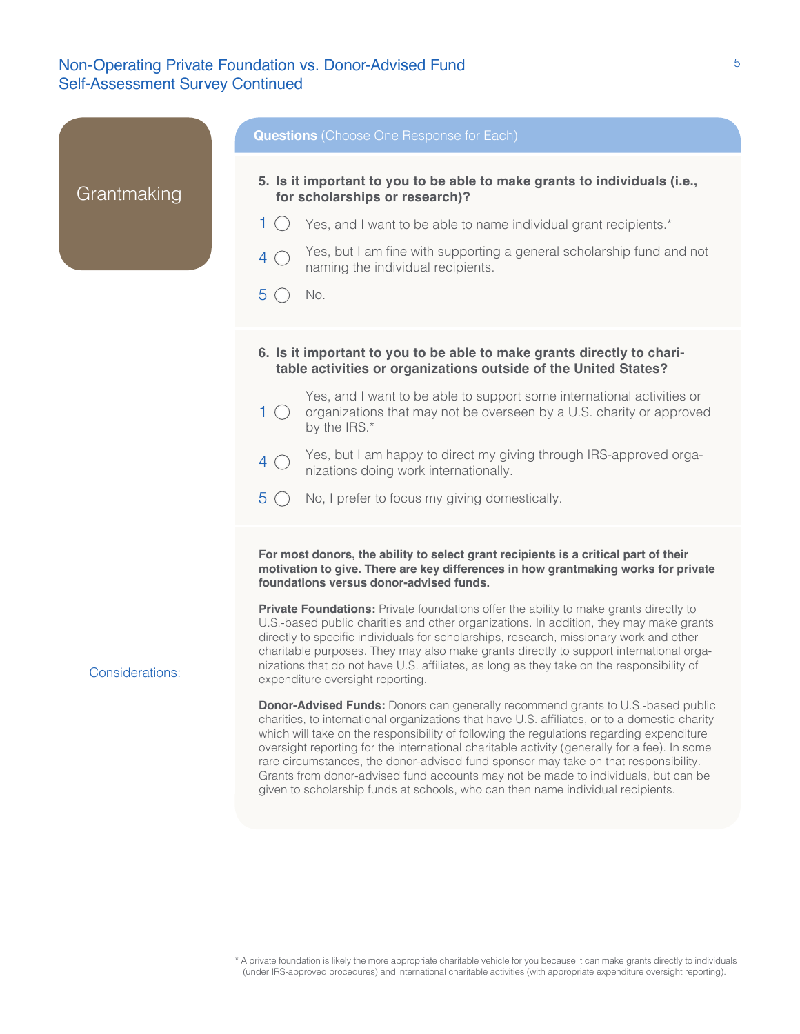# Non-Operating Private Foundation vs. Donor-Advised Fund Self-Assessment Survey Continued

## Grantmaking

**Questions** (Choose One Response for Each)

**5. Is it important to you to be able to make grants to individuals (i.e., for scholarships or research)?**

1 ◯ Yes, and I want to be able to name individual grant recipients.*

4 ◯ Yes, but I am fine with supporting a general scholarship fund and not naming the individual recipients.

5 ◯ No.

**6. Is it important to you to be able to make grants directly to charitable activities or organizations outside of the United States?**

1 ◯ Yes, and I want to be able to support some international activities or organizations that may not be overseen by a U.S. charity or approved by the IRS.*

4 ◯ Yes, but I am happy to direct my giving through IRS-approved organizations doing work internationally.

5 ◯ No, I prefer to focus my giving domestically.

### Considerations:

**For most donors, the ability to select grant recipients is a critical part of their motivation to give. There are key differences in how grantmaking works for private foundations versus donor-advised funds.**

**Private Foundations:** Private foundations offer the ability to make grants directly to U.S.-based public charities and other organizations. In addition, they may make grants directly to specific individuals for scholarships, research, missionary work and other charitable purposes. They may also make grants directly to support international organizations that do not have U.S. affiliates, as long as they take on the responsibility of expenditure oversight reporting.

**Donor-Advised Funds:** Donors can generally recommend grants to U.S.-based public charities, to international organizations that have U.S. affiliates, or to a domestic charity which will take on the responsibility of following the regulations regarding expenditure oversight reporting for the international charitable activity (generally for a fee). In some rare circumstances, the donor-advised fund sponsor may take on that responsibility. Grants from donor-advised fund accounts may not be made to individuals, but can be given to scholarship funds at schools, who can then name individual recipients.

* A private foundation is likely the more appropriate charitable vehicle for you because it can make grants directly to individuals (under IRS-approved procedures) and international charitable activities (with appropriate expenditure oversight reporting).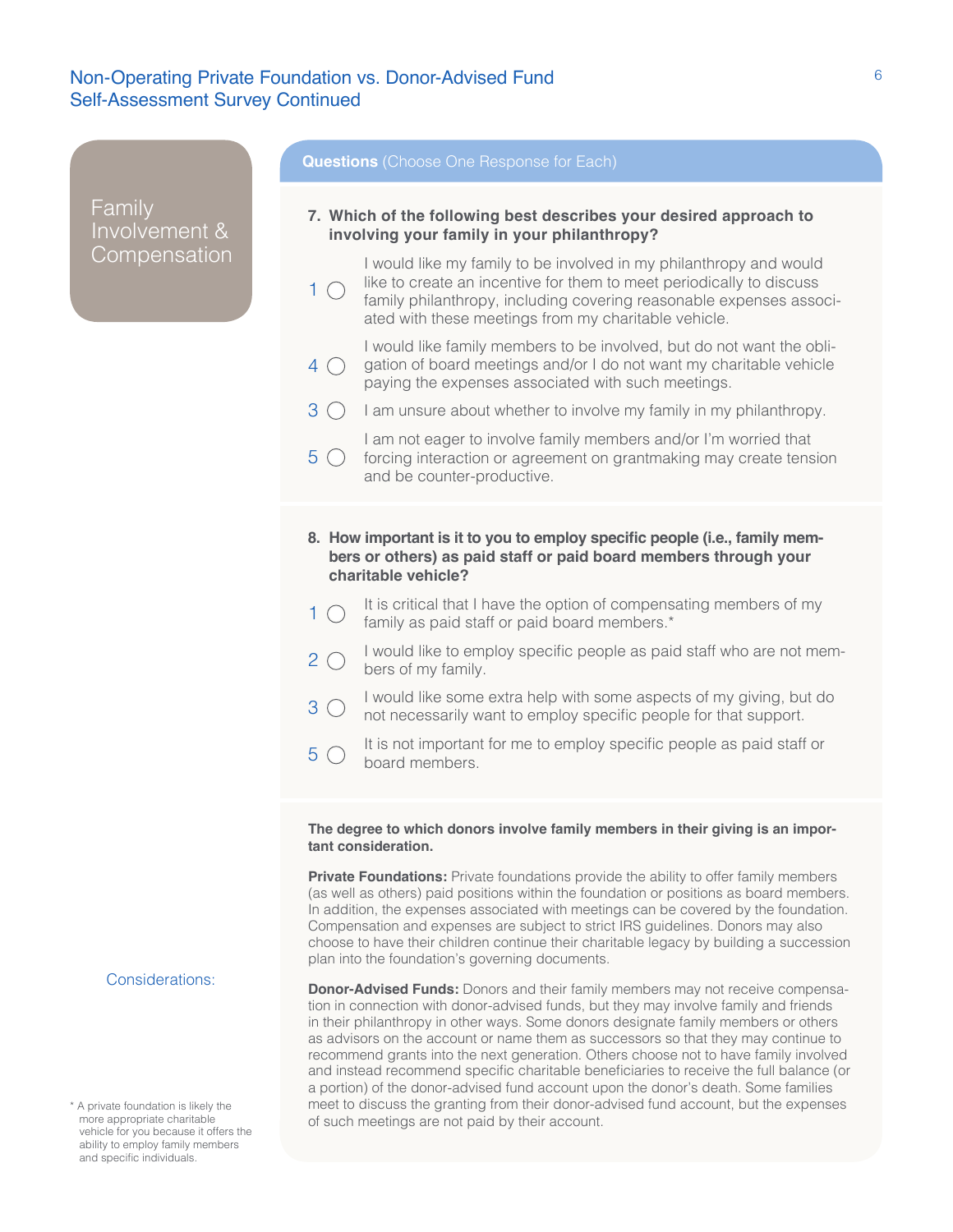# Non-Operating Private Foundation vs. Donor-Advised Fund Self-Assessment Survey Continued

## Family Involvement & Compensation

**Questions** (Choose One Response for Each)

**7. Which of the following best describes your desired approach to involving your family in your philanthropy?**

- 1 ◯ I would like my family to be involved in my philanthropy and would like to create an incentive for them to meet periodically to discuss family philanthropy, including covering reasonable expenses associated with these meetings from my charitable vehicle.
- 4 ◯ I would like family members to be involved, but do not want the obligation of board meetings and/or I do not want my charitable vehicle paying the expenses associated with such meetings.
- 3 ◯ I am unsure about whether to involve my family in my philanthropy.
- 5 ◯ I am not eager to involve family members and/or I'm worried that forcing interaction or agreement on grantmaking may create tension and be counter-productive.

**8. How important is it to you to employ specific people (i.e., family members or others) as paid staff or paid board members through your charitable vehicle?**

- 1 ◯ It is critical that I have the option of compensating members of my family as paid staff or paid board members.*
- 2 ◯ I would like to employ specific people as paid staff who are not members of my family.
- 3 ◯ I would like some extra help with some aspects of my giving, but do not necessarily want to employ specific people for that support.
- 5 ◯ It is not important for me to employ specific people as paid staff or board members.

### Considerations:

**The degree to which donors involve family members in their giving is an important consideration.**

**Private Foundations:** Private foundations provide the ability to offer family members (as well as others) paid positions within the foundation or positions as board members. In addition, the expenses associated with meetings can be covered by the foundation. Compensation and expenses are subject to strict IRS guidelines. Donors may also choose to have their children continue their charitable legacy by building a succession plan into the foundation's governing documents.

**Donor-Advised Funds:** Donors and their family members may not receive compensation in connection with donor-advised funds, but they may involve family and friends in their philanthropy in other ways. Some donors designate family members or others as advisors on the account or name them as successors so that they may continue to recommend grants into the next generation. Others choose not to have family involved and instead recommend specific charitable beneficiaries to receive the full balance (or a portion) of the donor-advised fund account upon the donor's death. Some families meet to discuss the granting from their donor-advised fund account, but the expenses of such meetings are not paid by their account.

\* A private foundation is likely the more appropriate charitable vehicle for you because it offers the ability to employ family members and specific individuals.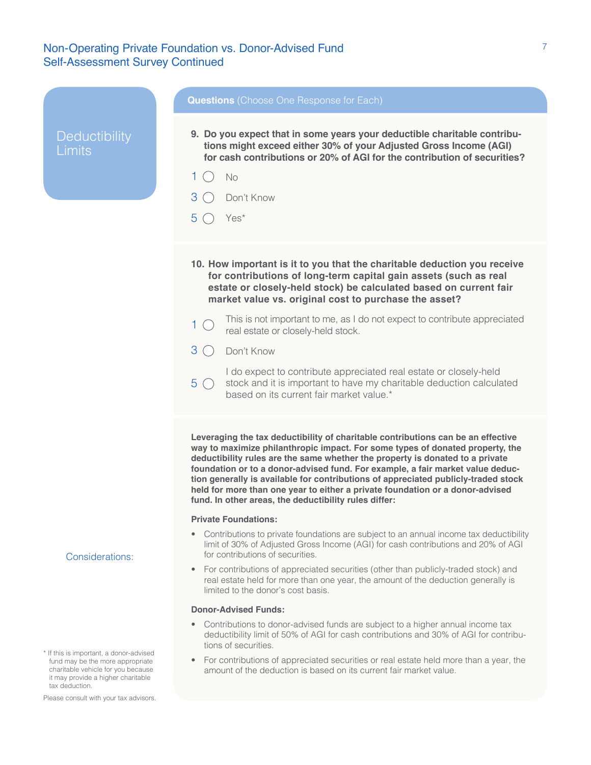# Non-Operating Private Foundation vs. Donor-Advised Fund Self-Assessment Survey Continued

## Deductibility Limits

**Questions** (Choose One Response for Each)

**9. Do you expect that in some years your deductible charitable contributions might exceed either 30% of your Adjusted Gross Income (AGI) for cash contributions or 20% of AGI for the contribution of securities?**

1 ◯ No

3 ◯ Don't Know

5 ◯ Yes*

**10. How important is it to you that the charitable deduction you receive for contributions of long-term capital gain assets (such as real estate or closely-held stock) be calculated based on current fair market value vs. original cost to purchase the asset?**

1 ◯ This is not important to me, as I do not expect to contribute appreciated real estate or closely-held stock.

3 ◯ Don't Know

5 ◯ I do expect to contribute appreciated real estate or closely-held stock and it is important to have my charitable deduction calculated based on its current fair market value.*

### Considerations:

**Leveraging the tax deductibility of charitable contributions can be an effective way to maximize philanthropic impact. For some types of donated property, the deductibility rules are the same whether the property is donated to a private foundation or to a donor-advised fund. For example, a fair market value deduction generally is available for contributions of appreciated publicly-traded stock held for more than one year to either a private foundation or a donor-advised fund. In other areas, the deductibility rules differ:**

**Private Foundations:**

- Contributions to private foundations are subject to an annual income tax deductibility limit of 30% of Adjusted Gross Income (AGI) for cash contributions and 20% of AGI for contributions of securities.
- For contributions of appreciated securities (other than publicly-traded stock) and real estate held for more than one year, the amount of the deduction generally is limited to the donor's cost basis.

**Donor-Advised Funds:**

- Contributions to donor-advised funds are subject to a higher annual income tax deductibility limit of 50% of AGI for cash contributions and 30% of AGI for contributions of securities.
- For contributions of appreciated securities or real estate held more than a year, the amount of the deduction is based on its current fair market value.

* If this is important, a donor-advised fund may be the more appropriate charitable vehicle for you because it may provide a higher charitable tax deduction.

Please consult with your tax advisors.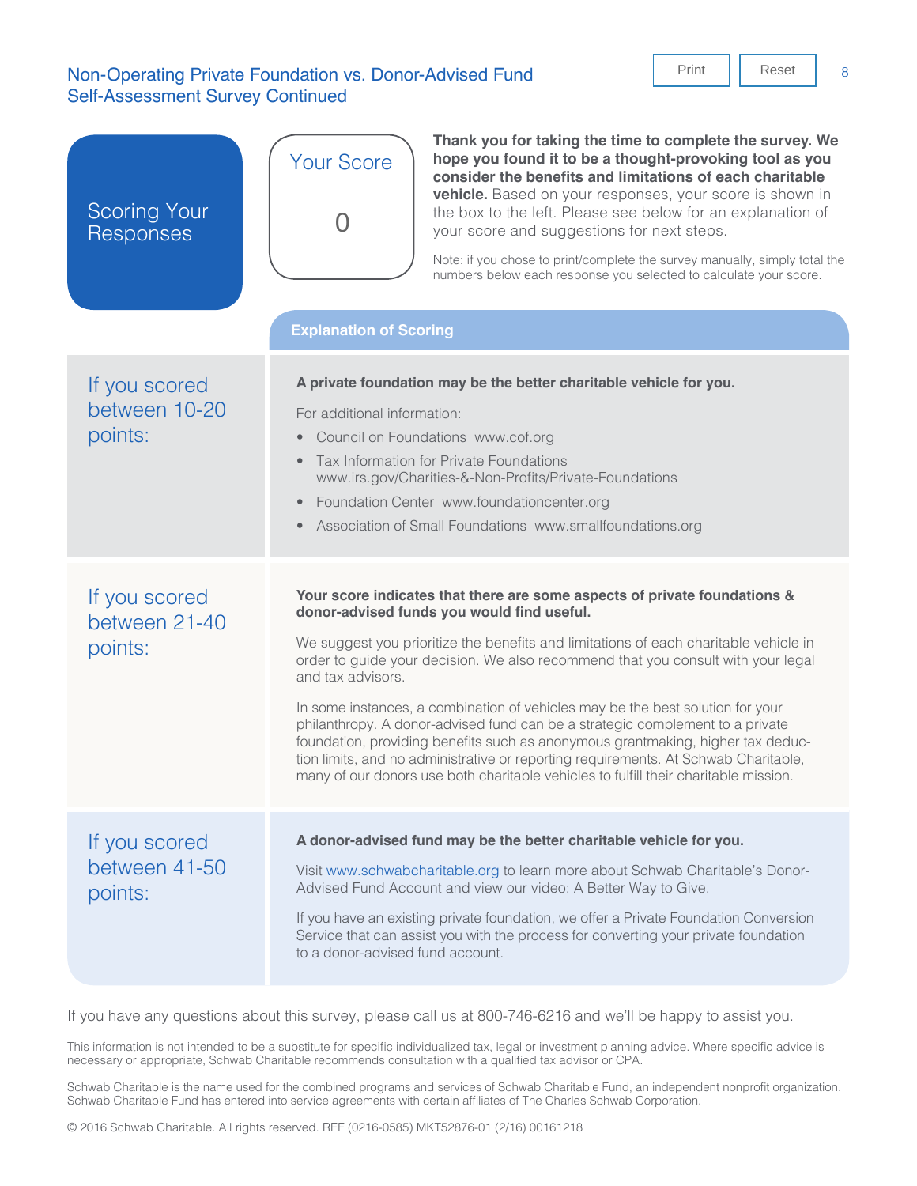## Non-Operating Private Foundation vs. Donor-Advised Fund Self-Assessment Survey Continued

Print Reset

### Scoring Your Responses

Your Score

0

**Thank you for taking the time to complete the survey. We hope you found it to be a thought-provoking tool as you consider the benefits and limitations of each charitable vehicle.** Based on your responses, your score is shown in the box to the left. Please see below for an explanation of your score and suggestions for next steps.

Note: if you chose to print/complete the survey manually, simply total the numbers below each response you selected to calculate your score.

### Explanation of Scoring

#### If you scored between 10-20 points:

**A private foundation may be the better charitable vehicle for you.**

For additional information:

- Council on Foundations www.cof.org
- Tax Information for Private Foundations www.irs.gov/Charities-&-Non-Profits/Private-Foundations
- Foundation Center www.foundationcenter.org
- Association of Small Foundations www.smallfoundations.org

#### If you scored between 21-40 points:

**Your score indicates that there are some aspects of private foundations & donor-advised funds you would find useful.**

We suggest you prioritize the benefits and limitations of each charitable vehicle in order to guide your decision. We also recommend that you consult with your legal and tax advisors.

In some instances, a combination of vehicles may be the best solution for your philanthropy. A donor-advised fund can be a strategic complement to a private foundation, providing benefits such as anonymous grantmaking, higher tax deduction limits, and no administrative or reporting requirements. At Schwab Charitable, many of our donors use both charitable vehicles to fulfill their charitable mission.

#### If you scored between 41-50 points:

**A donor-advised fund may be the better charitable vehicle for you.**

Visit www.schwabcharitable.org to learn more about Schwab Charitable's Donor-Advised Fund Account and view our video: A Better Way to Give.

If you have an existing private foundation, we offer a Private Foundation Conversion Service that can assist you with the process for converting your private foundation to a donor-advised fund account.

If you have any questions about this survey, please call us at 800-746-6216 and we'll be happy to assist you.

This information is not intended to be a substitute for specific individualized tax, legal or investment planning advice. Where specific advice is necessary or appropriate, Schwab Charitable recommends consultation with a qualified tax advisor or CPA.

Schwab Charitable is the name used for the combined programs and services of Schwab Charitable Fund, an independent nonprofit organization. Schwab Charitable Fund has entered into service agreements with certain affiliates of The Charles Schwab Corporation.

© 2016 Schwab Charitable. All rights reserved. REF (0216-0585) MKT52876-01 (2/16) 00161218